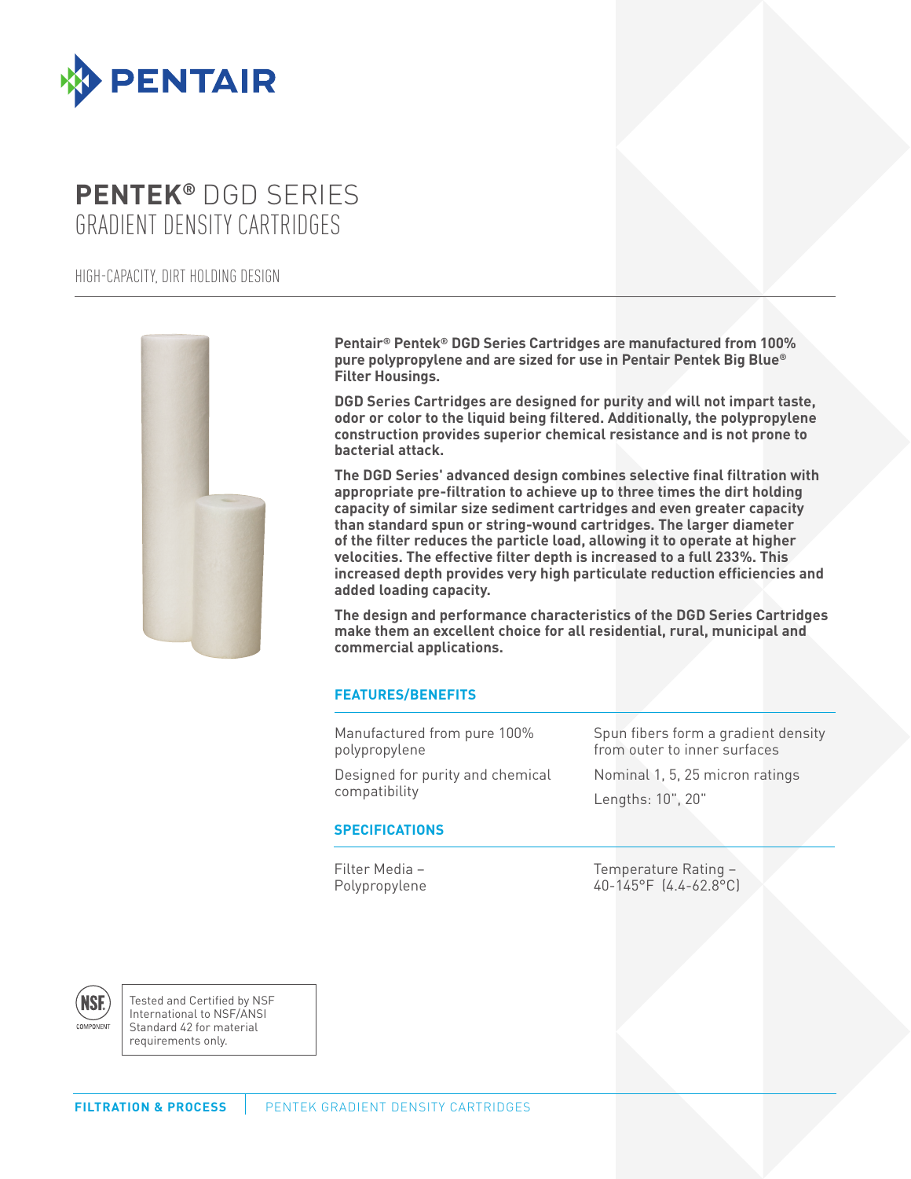PENTAIR

# PENTEK® DGD SERIES
## GRADIENT DENSITY CARTRIDGES

HIGH-CAPACITY, DIRT HOLDING DESIGN

**Pentair® Pentek® DGD Series Cartridges are manufactured from 100% pure polypropylene and are sized for use in Pentair Pentek Big Blue® Filter Housings.**

**DGD Series Cartridges are designed for purity and will not impart taste, odor or color to the liquid being filtered. Additionally, the polypropylene construction provides superior chemical resistance and is not prone to bacterial attack.**

**The DGD Series' advanced design combines selective final filtration with appropriate pre-filtration to achieve up to three times the dirt holding capacity of similar size sediment cartridges and even greater capacity than standard spun or string-wound cartridges. The larger diameter of the filter reduces the particle load, allowing it to operate at higher velocities. The effective filter depth is increased to a full 233%. This increased depth provides very high particulate reduction efficiencies and added loading capacity.**

**The design and performance characteristics of the DGD Series Cartridges make them an excellent choice for all residential, rural, municipal and commercial applications.**

### FEATURES/BENEFITS

- Manufactured from pure 100% polypropylene
- Designed for purity and chemical compatibility
- Spun fibers form a gradient density from outer to inner surfaces
- Nominal 1, 5, 25 micron ratings
- Lengths: 10", 20"

### SPECIFICATIONS

Filter Media – Polypropylene

Temperature Rating – 40-145°F (4.4-62.8°C)

NSF COMPONENT

Tested and Certified by NSF International to NSF/ANSI Standard 42 for material requirements only.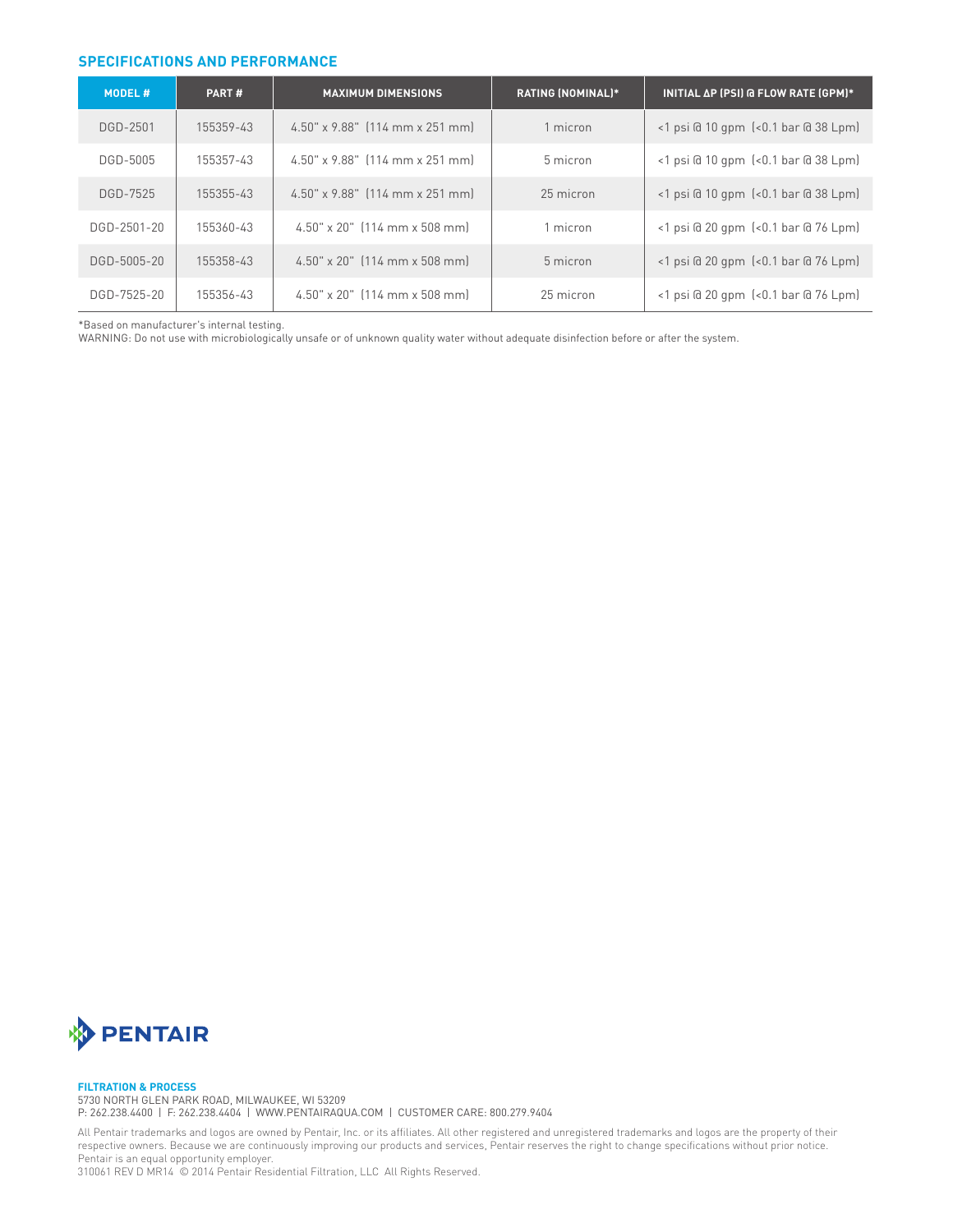## SPECIFICATIONS AND PERFORMANCE

| MODEL # | PART # | MAXIMUM DIMENSIONS | RATING (NOMINAL)* | INITIAL ΔP (PSI) @ FLOW RATE (GPM)* |
|---|---|---|---|---|
| DGD-2501 | 155359-43 | 4.50" x 9.88" (114 mm x 251 mm) | 1 micron | <1 psi @ 10 gpm (<0.1 bar @ 38 Lpm) |
| DGD-5005 | 155357-43 | 4.50" x 9.88" (114 mm x 251 mm) | 5 micron | <1 psi @ 10 gpm (<0.1 bar @ 38 Lpm) |
| DGD-7525 | 155355-43 | 4.50" x 9.88" (114 mm x 251 mm) | 25 micron | <1 psi @ 10 gpm (<0.1 bar @ 38 Lpm) |
| DGD-2501-20 | 155360-43 | 4.50" x 20" (114 mm x 508 mm) | 1 micron | <1 psi @ 20 gpm (<0.1 bar @ 76 Lpm) |
| DGD-5005-20 | 155358-43 | 4.50" x 20" (114 mm x 508 mm) | 5 micron | <1 psi @ 20 gpm (<0.1 bar @ 76 Lpm) |
| DGD-7525-20 | 155356-43 | 4.50" x 20" (114 mm x 508 mm) | 25 micron | <1 psi @ 20 gpm (<0.1 bar @ 76 Lpm) |

*Based on manufacturer's internal testing.
WARNING: Do not use with microbiologically unsafe or of unknown quality water without adequate disinfection before or after the system.

PENTAIR

**FILTRATION & PROCESS**
5730 NORTH GLEN PARK ROAD, MILWAUKEE, WI 53209
P: 262.238.4400 | F: 262.238.4404 | WWW.PENTAIRAQUA.COM | CUSTOMER CARE: 800.279.9404

All Pentair trademarks and logos are owned by Pentair, Inc. or its affiliates. All other registered and unregistered trademarks and logos are the property of their respective owners. Because we are continuously improving our products and services, Pentair reserves the right to change specifications without prior notice. Pentair is an equal opportunity employer.
310061 REV D MR14 © 2014 Pentair Residential Filtration, LLC All Rights Reserved.